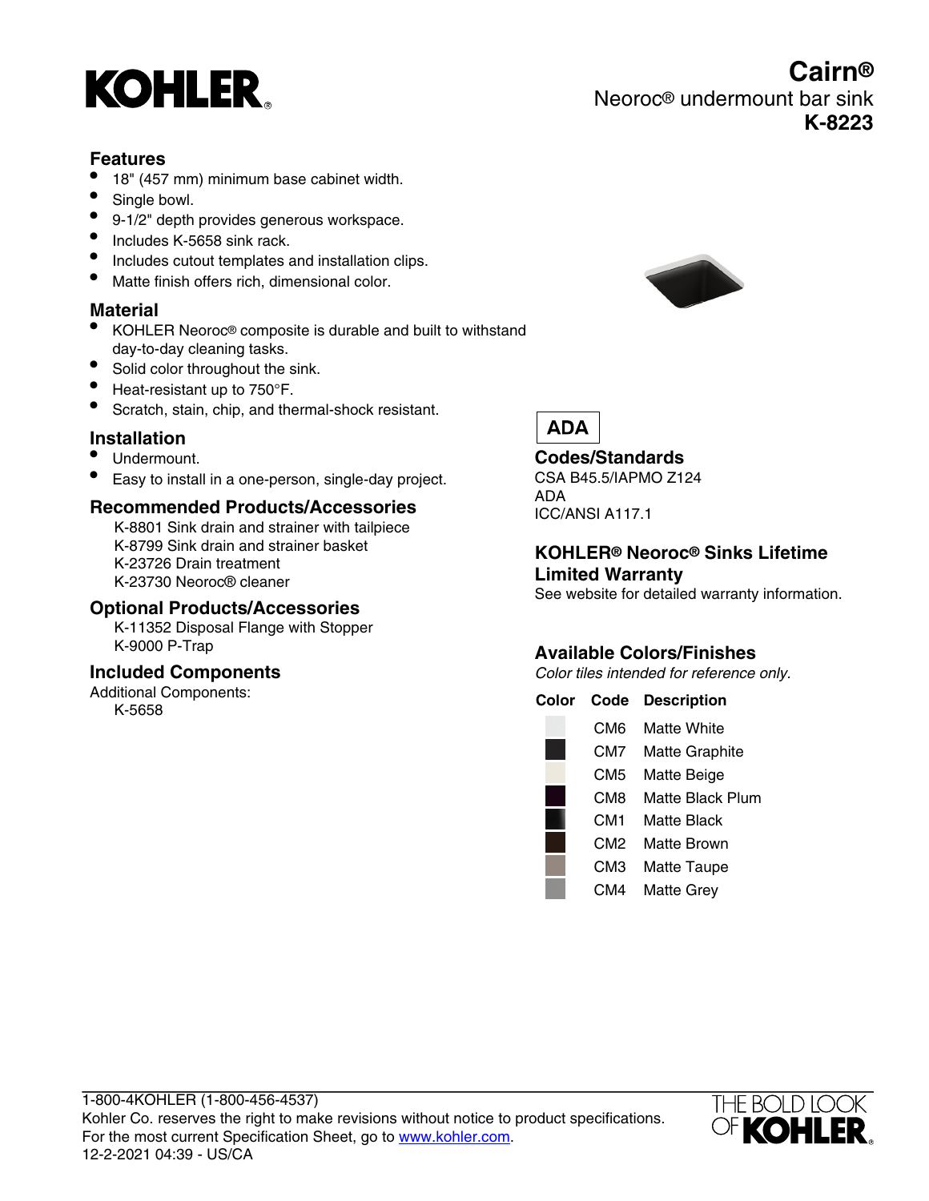KOHLER

# Cairn®

Neoroc® undermount bar sink

**K-8223**

## Features

- 18" (457 mm) minimum base cabinet width.
- Single bowl.
- 9-1/2" depth provides generous workspace.
- Includes K-5658 sink rack.
- Includes cutout templates and installation clips.
- Matte finish offers rich, dimensional color.

## Material

- KOHLER Neoroc® composite is durable and built to withstand day-to-day cleaning tasks.
- Solid color throughout the sink.
- Heat-resistant up to 750°F.
- Scratch, stain, chip, and thermal-shock resistant.

## Installation

- Undermount.
- Easy to install in a one-person, single-day project.

## Recommended Products/Accessories

K-8801 Sink drain and strainer with tailpiece
K-8799 Sink drain and strainer basket
K-23726 Drain treatment
K-23730 Neoroc® cleaner

## Optional Products/Accessories

K-11352 Disposal Flange with Stopper
K-9000 P-Trap

## Included Components

Additional Components:
K-5658

ADA

## Codes/Standards

CSA B45.5/IAPMO Z124
ADA
ICC/ANSI A117.1

## KOHLER® Neoroc® Sinks Lifetime Limited Warranty

See website for detailed warranty information.

## Available Colors/Finishes

*Color tiles intended for reference only.*

| Color | Code | Description |
|---|---|---|
| | CM6 | Matte White |
| | CM7 | Matte Graphite |
| | CM5 | Matte Beige |
| | CM8 | Matte Black Plum |
| | CM1 | Matte Black |
| | CM2 | Matte Brown |
| | CM3 | Matte Taupe |
| | CM4 | Matte Grey |

1-800-4KOHLER (1-800-456-4537)
Kohler Co. reserves the right to make revisions without notice to product specifications.
For the most current Specification Sheet, go to www.kohler.com.
12-2-2021 04:39 - US/CA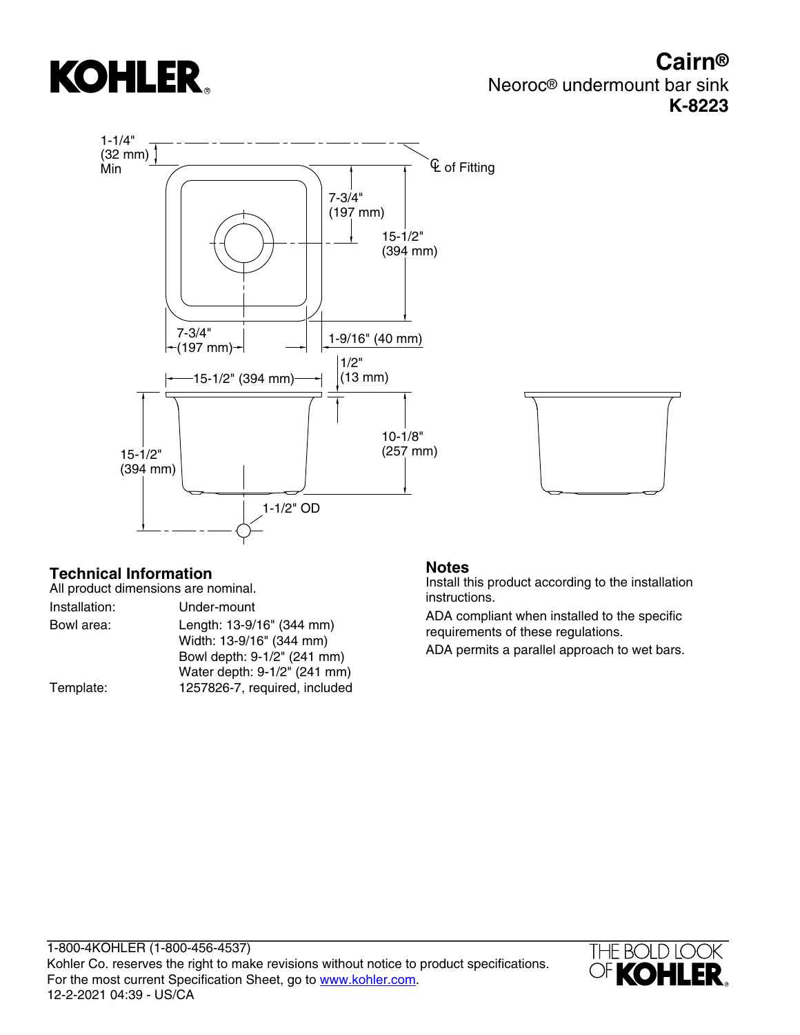# Cairn®

Neoroc® undermount bar sink

**K-8223**

1-1/4"
(32 mm)
Min

℄ of Fitting

7-3/4"
(197 mm)

15-1/2"
(394 mm)

7-3/4"
(197 mm)

1-9/16" (40 mm)

1/2"
(13 mm)

15-1/2" (394 mm)

15-1/2"
(394 mm)

10-1/8"
(257 mm)

1-1/2" OD

## Technical Information

All product dimensions are nominal.

| | |
|---|---|
| Installation: | Under-mount |
| Bowl area: | Length: 13-9/16" (344 mm)<br>Width: 13-9/16" (344 mm)<br>Bowl depth: 9-1/2" (241 mm)<br>Water depth: 9-1/2" (241 mm) |
| Template: | 1257826-7, required, included |

## Notes

Install this product according to the installation instructions.

ADA compliant when installed to the specific requirements of these regulations.

ADA permits a parallel approach to wet bars.

1-800-4KOHLER (1-800-456-4537)
Kohler Co. reserves the right to make revisions without notice to product specifications.
For the most current Specification Sheet, go to www.kohler.com.
12-2-2021 04:39 - US/CA